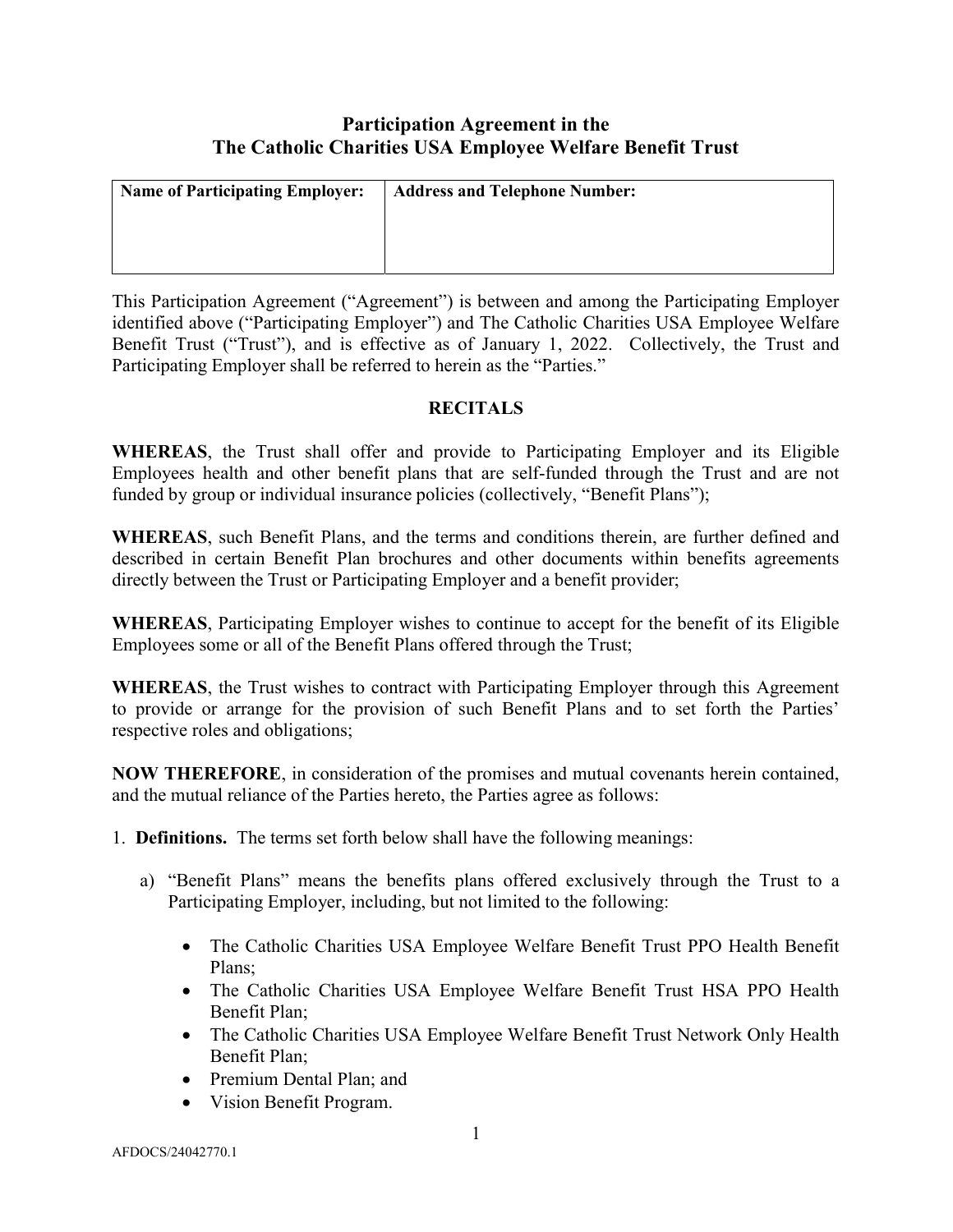# Participation Agreement in the The Catholic Charities USA Employee Welfare Benefit Trust

| Name of Participating Employer: | Address and Telephone Number: |
|---|---|
| | |

This Participation Agreement ("Agreement") is between and among the Participating Employer identified above ("Participating Employer") and The Catholic Charities USA Employee Welfare Benefit Trust ("Trust"), and is effective as of January 1, 2022. Collectively, the Trust and Participating Employer shall be referred to herein as the "Parties."

## RECITALS

**WHEREAS**, the Trust shall offer and provide to Participating Employer and its Eligible Employees health and other benefit plans that are self-funded through the Trust and are not funded by group or individual insurance policies (collectively, "Benefit Plans");

**WHEREAS**, such Benefit Plans, and the terms and conditions therein, are further defined and described in certain Benefit Plan brochures and other documents within benefits agreements directly between the Trust or Participating Employer and a benefit provider;

**WHEREAS**, Participating Employer wishes to continue to accept for the benefit of its Eligible Employees some or all of the Benefit Plans offered through the Trust;

**WHEREAS**, the Trust wishes to contract with Participating Employer through this Agreement to provide or arrange for the provision of such Benefit Plans and to set forth the Parties' respective roles and obligations;

**NOW THEREFORE**, in consideration of the promises and mutual covenants herein contained, and the mutual reliance of the Parties hereto, the Parties agree as follows:

1. **Definitions.** The terms set forth below shall have the following meanings:

   a) "Benefit Plans" means the benefits plans offered exclusively through the Trust to a Participating Employer, including, but not limited to the following:

      - The Catholic Charities USA Employee Welfare Benefit Trust PPO Health Benefit Plans;
      - The Catholic Charities USA Employee Welfare Benefit Trust HSA PPO Health Benefit Plan;
      - The Catholic Charities USA Employee Welfare Benefit Trust Network Only Health Benefit Plan;
      - Premium Dental Plan; and
      - Vision Benefit Program.

AFDOCS/24042770.1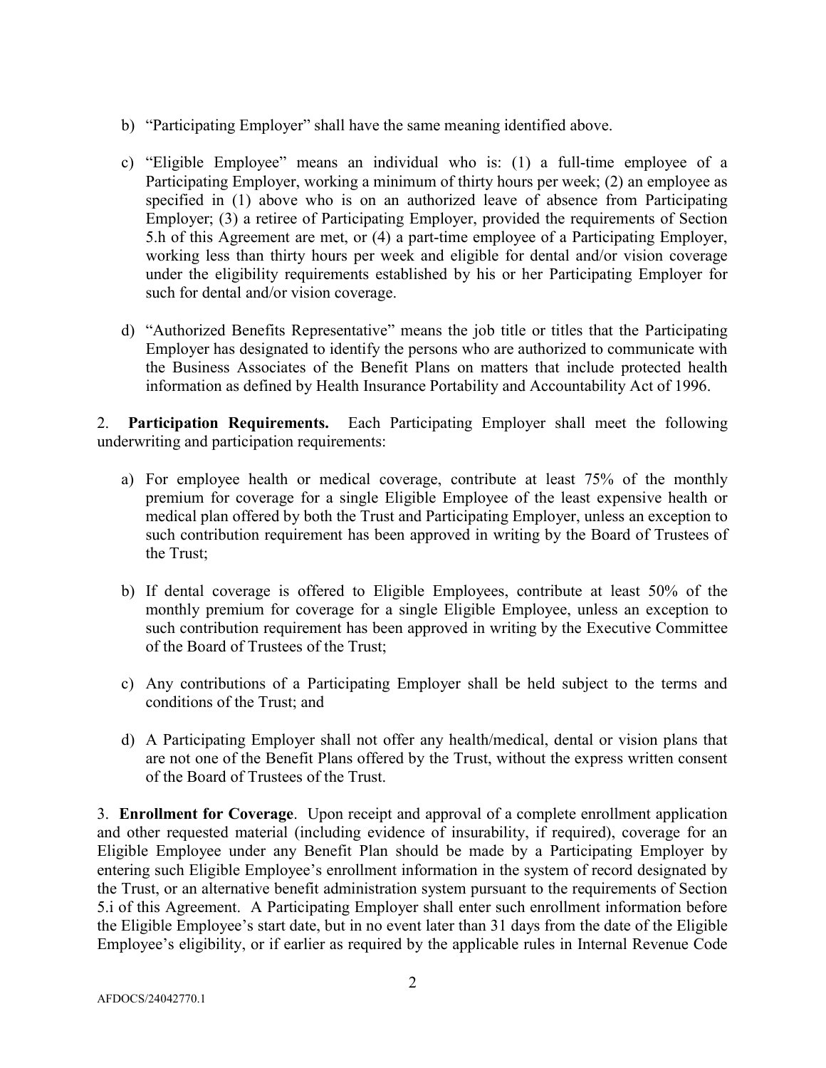b) "Participating Employer" shall have the same meaning identified above.

c) "Eligible Employee" means an individual who is: (1) a full-time employee of a Participating Employer, working a minimum of thirty hours per week; (2) an employee as specified in (1) above who is on an authorized leave of absence from Participating Employer; (3) a retiree of Participating Employer, provided the requirements of Section 5.h of this Agreement are met, or (4) a part-time employee of a Participating Employer, working less than thirty hours per week and eligible for dental and/or vision coverage under the eligibility requirements established by his or her Participating Employer for such for dental and/or vision coverage.

d) "Authorized Benefits Representative" means the job title or titles that the Participating Employer has designated to identify the persons who are authorized to communicate with the Business Associates of the Benefit Plans on matters that include protected health information as defined by Health Insurance Portability and Accountability Act of 1996.

2. **Participation Requirements.** Each Participating Employer shall meet the following underwriting and participation requirements:

a) For employee health or medical coverage, contribute at least 75% of the monthly premium for coverage for a single Eligible Employee of the least expensive health or medical plan offered by both the Trust and Participating Employer, unless an exception to such contribution requirement has been approved in writing by the Board of Trustees of the Trust;

b) If dental coverage is offered to Eligible Employees, contribute at least 50% of the monthly premium for coverage for a single Eligible Employee, unless an exception to such contribution requirement has been approved in writing by the Executive Committee of the Board of Trustees of the Trust;

c) Any contributions of a Participating Employer shall be held subject to the terms and conditions of the Trust; and

d) A Participating Employer shall not offer any health/medical, dental or vision plans that are not one of the Benefit Plans offered by the Trust, without the express written consent of the Board of Trustees of the Trust.

3. **Enrollment for Coverage**. Upon receipt and approval of a complete enrollment application and other requested material (including evidence of insurability, if required), coverage for an Eligible Employee under any Benefit Plan should be made by a Participating Employer by entering such Eligible Employee's enrollment information in the system of record designated by the Trust, or an alternative benefit administration system pursuant to the requirements of Section 5.i of this Agreement. A Participating Employer shall enter such enrollment information before the Eligible Employee's start date, but in no event later than 31 days from the date of the Eligible Employee's eligibility, or if earlier as required by the applicable rules in Internal Revenue Code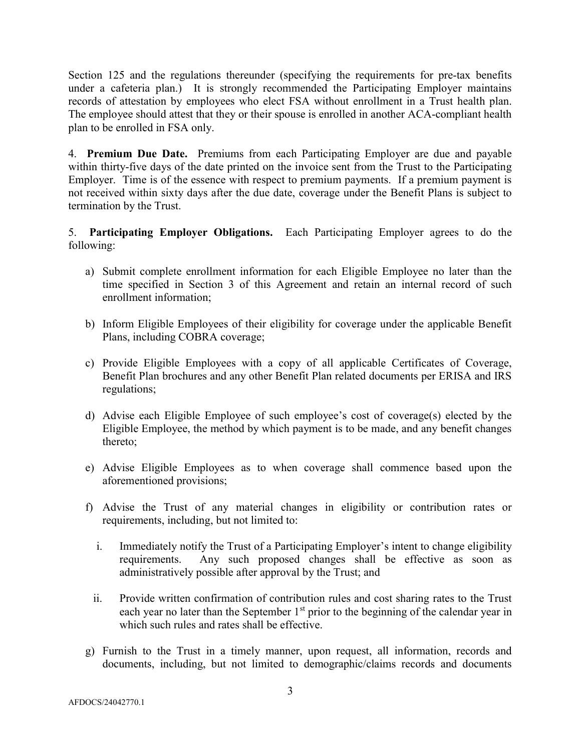Section 125 and the regulations thereunder (specifying the requirements for pre-tax benefits under a cafeteria plan.) It is strongly recommended the Participating Employer maintains records of attestation by employees who elect FSA without enrollment in a Trust health plan. The employee should attest that they or their spouse is enrolled in another ACA-compliant health plan to be enrolled in FSA only.

4. **Premium Due Date.** Premiums from each Participating Employer are due and payable within thirty-five days of the date printed on the invoice sent from the Trust to the Participating Employer. Time is of the essence with respect to premium payments. If a premium payment is not received within sixty days after the due date, coverage under the Benefit Plans is subject to termination by the Trust.

5. **Participating Employer Obligations.** Each Participating Employer agrees to do the following:

a) Submit complete enrollment information for each Eligible Employee no later than the time specified in Section 3 of this Agreement and retain an internal record of such enrollment information;

b) Inform Eligible Employees of their eligibility for coverage under the applicable Benefit Plans, including COBRA coverage;

c) Provide Eligible Employees with a copy of all applicable Certificates of Coverage, Benefit Plan brochures and any other Benefit Plan related documents per ERISA and IRS regulations;

d) Advise each Eligible Employee of such employee's cost of coverage(s) elected by the Eligible Employee, the method by which payment is to be made, and any benefit changes thereto;

e) Advise Eligible Employees as to when coverage shall commence based upon the aforementioned provisions;

f) Advise the Trust of any material changes in eligibility or contribution rates or requirements, including, but not limited to:

   i. Immediately notify the Trust of a Participating Employer's intent to change eligibility requirements. Any such proposed changes shall be effective as soon as administratively possible after approval by the Trust; and

   ii. Provide written confirmation of contribution rules and cost sharing rates to the Trust each year no later than the September 1st prior to the beginning of the calendar year in which such rules and rates shall be effective.

g) Furnish to the Trust in a timely manner, upon request, all information, records and documents, including, but not limited to demographic/claims records and documents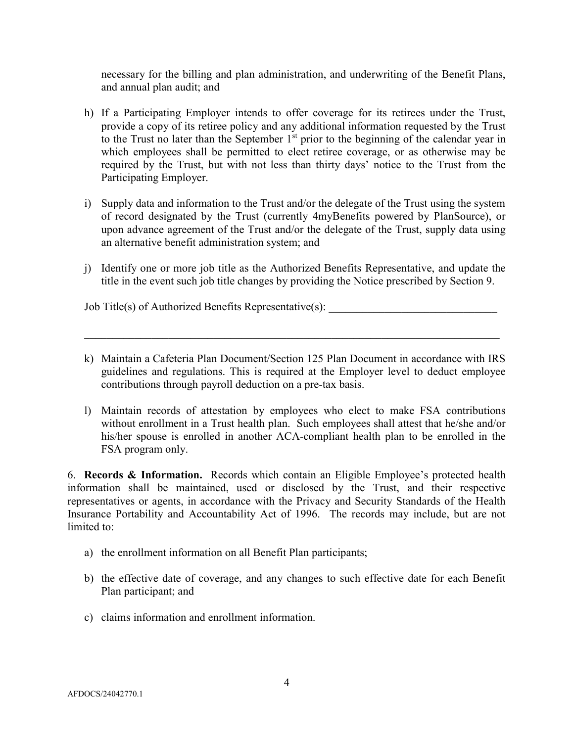necessary for the billing and plan administration, and underwriting of the Benefit Plans, and annual plan audit; and

h) If a Participating Employer intends to offer coverage for its retirees under the Trust, provide a copy of its retiree policy and any additional information requested by the Trust to the Trust no later than the September 1st prior to the beginning of the calendar year in which employees shall be permitted to elect retiree coverage, or as otherwise may be required by the Trust, but with not less than thirty days' notice to the Trust from the Participating Employer.

i) Supply data and information to the Trust and/or the delegate of the Trust using the system of record designated by the Trust (currently 4myBenefits powered by PlanSource), or upon advance agreement of the Trust and/or the delegate of the Trust, supply data using an alternative benefit administration system; and

j) Identify one or more job title as the Authorized Benefits Representative, and update the title in the event such job title changes by providing the Notice prescribed by Section 9.

Job Title(s) of Authorized Benefits Representative(s): _______________________________

_______________________________________________________________________________

k) Maintain a Cafeteria Plan Document/Section 125 Plan Document in accordance with IRS guidelines and regulations. This is required at the Employer level to deduct employee contributions through payroll deduction on a pre-tax basis.

l) Maintain records of attestation by employees who elect to make FSA contributions without enrollment in a Trust health plan. Such employees shall attest that he/she and/or his/her spouse is enrolled in another ACA-compliant health plan to be enrolled in the FSA program only.

6. **Records & Information.** Records which contain an Eligible Employee's protected health information shall be maintained, used or disclosed by the Trust, and their respective representatives or agents, in accordance with the Privacy and Security Standards of the Health Insurance Portability and Accountability Act of 1996. The records may include, but are not limited to:

a) the enrollment information on all Benefit Plan participants;

b) the effective date of coverage, and any changes to such effective date for each Benefit Plan participant; and

c) claims information and enrollment information.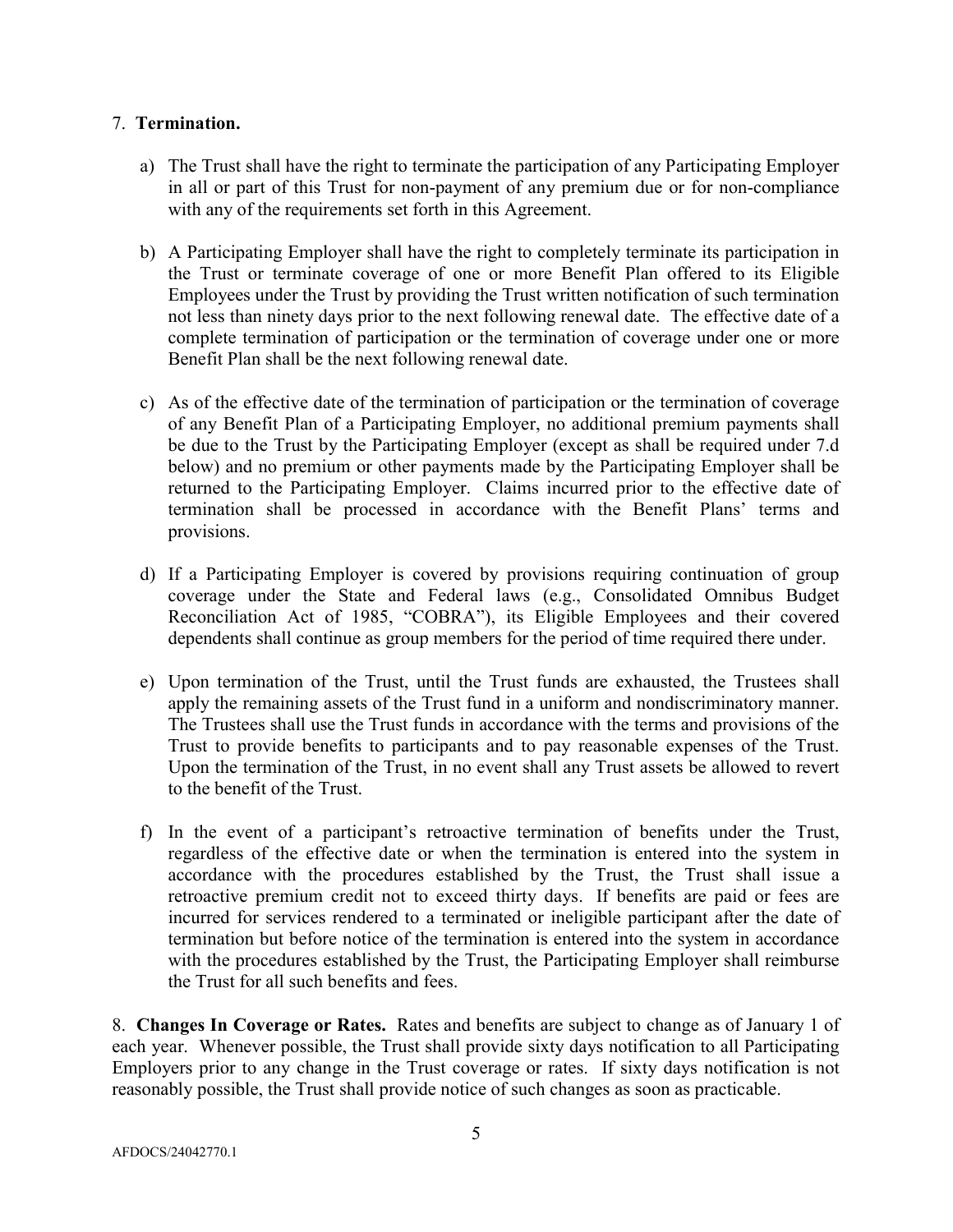7. **Termination.**

a) The Trust shall have the right to terminate the participation of any Participating Employer in all or part of this Trust for non-payment of any premium due or for non-compliance with any of the requirements set forth in this Agreement.

b) A Participating Employer shall have the right to completely terminate its participation in the Trust or terminate coverage of one or more Benefit Plan offered to its Eligible Employees under the Trust by providing the Trust written notification of such termination not less than ninety days prior to the next following renewal date. The effective date of a complete termination of participation or the termination of coverage under one or more Benefit Plan shall be the next following renewal date.

c) As of the effective date of the termination of participation or the termination of coverage of any Benefit Plan of a Participating Employer, no additional premium payments shall be due to the Trust by the Participating Employer (except as shall be required under 7.d below) and no premium or other payments made by the Participating Employer shall be returned to the Participating Employer. Claims incurred prior to the effective date of termination shall be processed in accordance with the Benefit Plans' terms and provisions.

d) If a Participating Employer is covered by provisions requiring continuation of group coverage under the State and Federal laws (e.g., Consolidated Omnibus Budget Reconciliation Act of 1985, "COBRA"), its Eligible Employees and their covered dependents shall continue as group members for the period of time required there under.

e) Upon termination of the Trust, until the Trust funds are exhausted, the Trustees shall apply the remaining assets of the Trust fund in a uniform and nondiscriminatory manner. The Trustees shall use the Trust funds in accordance with the terms and provisions of the Trust to provide benefits to participants and to pay reasonable expenses of the Trust. Upon the termination of the Trust, in no event shall any Trust assets be allowed to revert to the benefit of the Trust.

f) In the event of a participant's retroactive termination of benefits under the Trust, regardless of the effective date or when the termination is entered into the system in accordance with the procedures established by the Trust, the Trust shall issue a retroactive premium credit not to exceed thirty days. If benefits are paid or fees are incurred for services rendered to a terminated or ineligible participant after the date of termination but before notice of the termination is entered into the system in accordance with the procedures established by the Trust, the Participating Employer shall reimburse the Trust for all such benefits and fees.

8. **Changes In Coverage or Rates.** Rates and benefits are subject to change as of January 1 of each year. Whenever possible, the Trust shall provide sixty days notification to all Participating Employers prior to any change in the Trust coverage or rates. If sixty days notification is not reasonably possible, the Trust shall provide notice of such changes as soon as practicable.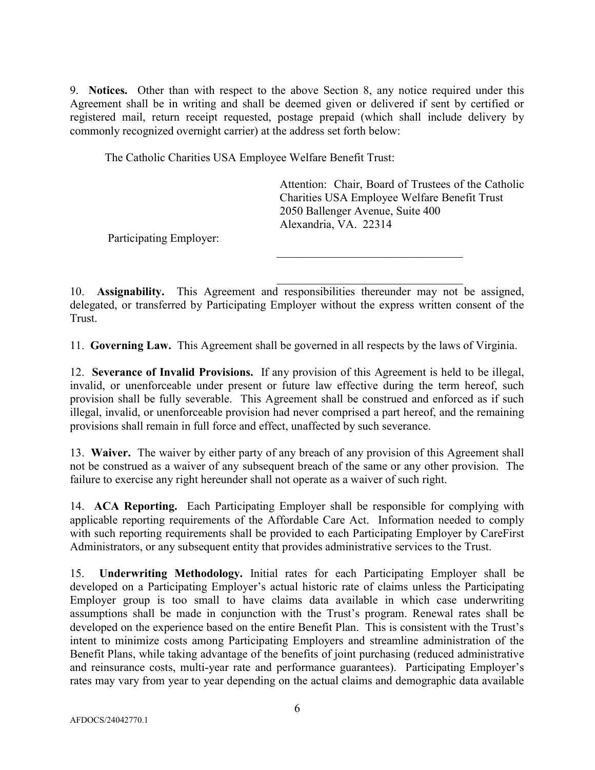9. **Notices.** Other than with respect to the above Section 8, any notice required under this Agreement shall be in writing and shall be deemed given or delivered if sent by certified or registered mail, return receipt requested, postage prepaid (which shall include delivery by commonly recognized overnight carrier) at the address set forth below:

The Catholic Charities USA Employee Welfare Benefit Trust:

Attention: Chair, Board of Trustees of the Catholic Charities USA Employee Welfare Benefit Trust
2050 Ballenger Avenue, Suite 400
Alexandria, VA. 22314

Participating Employer:

\_\_\_\_\_\_\_\_\_\_\_\_\_\_\_\_\_\_\_\_\_\_\_\_\_\_\_\_\_\_\_\_

\_\_\_\_\_\_\_\_\_\_\_\_\_\_\_\_\_\_\_\_\_\_\_\_\_\_\_\_\_\_\_\_

10. **Assignability.** This Agreement and responsibilities thereunder may not be assigned, delegated, or transferred by Participating Employer without the express written consent of the Trust.

11. **Governing Law.** This Agreement shall be governed in all respects by the laws of Virginia.

12. **Severance of Invalid Provisions.** If any provision of this Agreement is held to be illegal, invalid, or unenforceable under present or future law effective during the term hereof, such provision shall be fully severable. This Agreement shall be construed and enforced as if such illegal, invalid, or unenforceable provision had never comprised a part hereof, and the remaining provisions shall remain in full force and effect, unaffected by such severance.

13. **Waiver.** The waiver by either party of any breach of any provision of this Agreement shall not be construed as a waiver of any subsequent breach of the same or any other provision. The failure to exercise any right hereunder shall not operate as a waiver of such right.

14. **ACA Reporting.** Each Participating Employer shall be responsible for complying with applicable reporting requirements of the Affordable Care Act. Information needed to comply with such reporting requirements shall be provided to each Participating Employer by CareFirst Administrators, or any subsequent entity that provides administrative services to the Trust.

15. **Underwriting Methodology.** Initial rates for each Participating Employer shall be developed on a Participating Employer's actual historic rate of claims unless the Participating Employer group is too small to have claims data available in which case underwriting assumptions shall be made in conjunction with the Trust's program. Renewal rates shall be developed on the experience based on the entire Benefit Plan. This is consistent with the Trust's intent to minimize costs among Participating Employers and streamline administration of the Benefit Plans, while taking advantage of the benefits of joint purchasing (reduced administrative and reinsurance costs, multi-year rate and performance guarantees). Participating Employer's rates may vary from year to year depending on the actual claims and demographic data available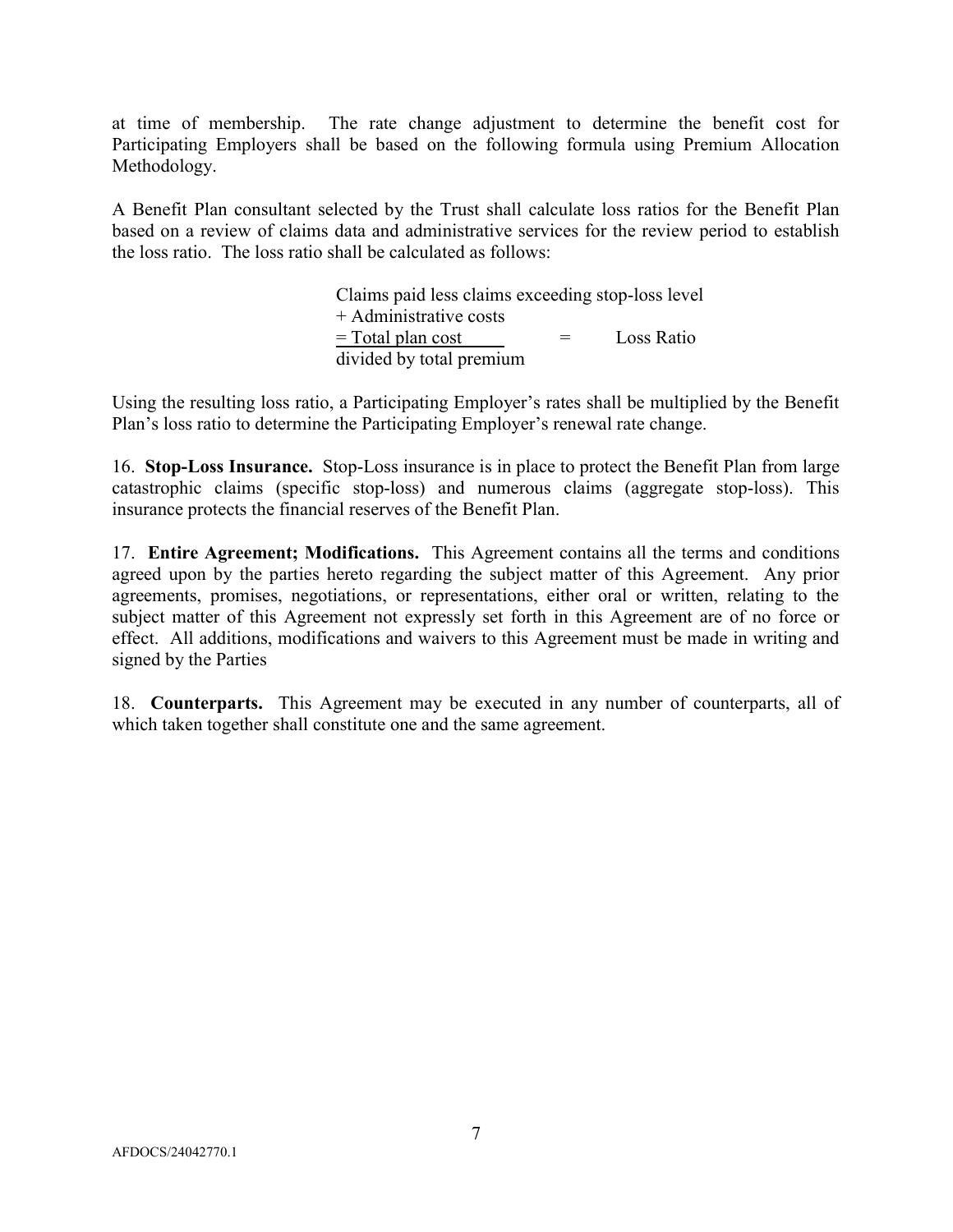at time of membership. The rate change adjustment to determine the benefit cost for Participating Employers shall be based on the following formula using Premium Allocation Methodology.

A Benefit Plan consultant selected by the Trust shall calculate loss ratios for the Benefit Plan based on a review of claims data and administrative services for the review period to establish the loss ratio. The loss ratio shall be calculated as follows:

Claims paid less claims exceeding stop-loss level
\+ Administrative costs
= Total plan cost = Loss Ratio
divided by total premium

Using the resulting loss ratio, a Participating Employer's rates shall be multiplied by the Benefit Plan's loss ratio to determine the Participating Employer's renewal rate change.

16. **Stop-Loss Insurance.** Stop-Loss insurance is in place to protect the Benefit Plan from large catastrophic claims (specific stop-loss) and numerous claims (aggregate stop-loss). This insurance protects the financial reserves of the Benefit Plan.

17. **Entire Agreement; Modifications.** This Agreement contains all the terms and conditions agreed upon by the parties hereto regarding the subject matter of this Agreement. Any prior agreements, promises, negotiations, or representations, either oral or written, relating to the subject matter of this Agreement not expressly set forth in this Agreement are of no force or effect. All additions, modifications and waivers to this Agreement must be made in writing and signed by the Parties

18. **Counterparts.** This Agreement may be executed in any number of counterparts, all of which taken together shall constitute one and the same agreement.

AFDOCS/24042770.1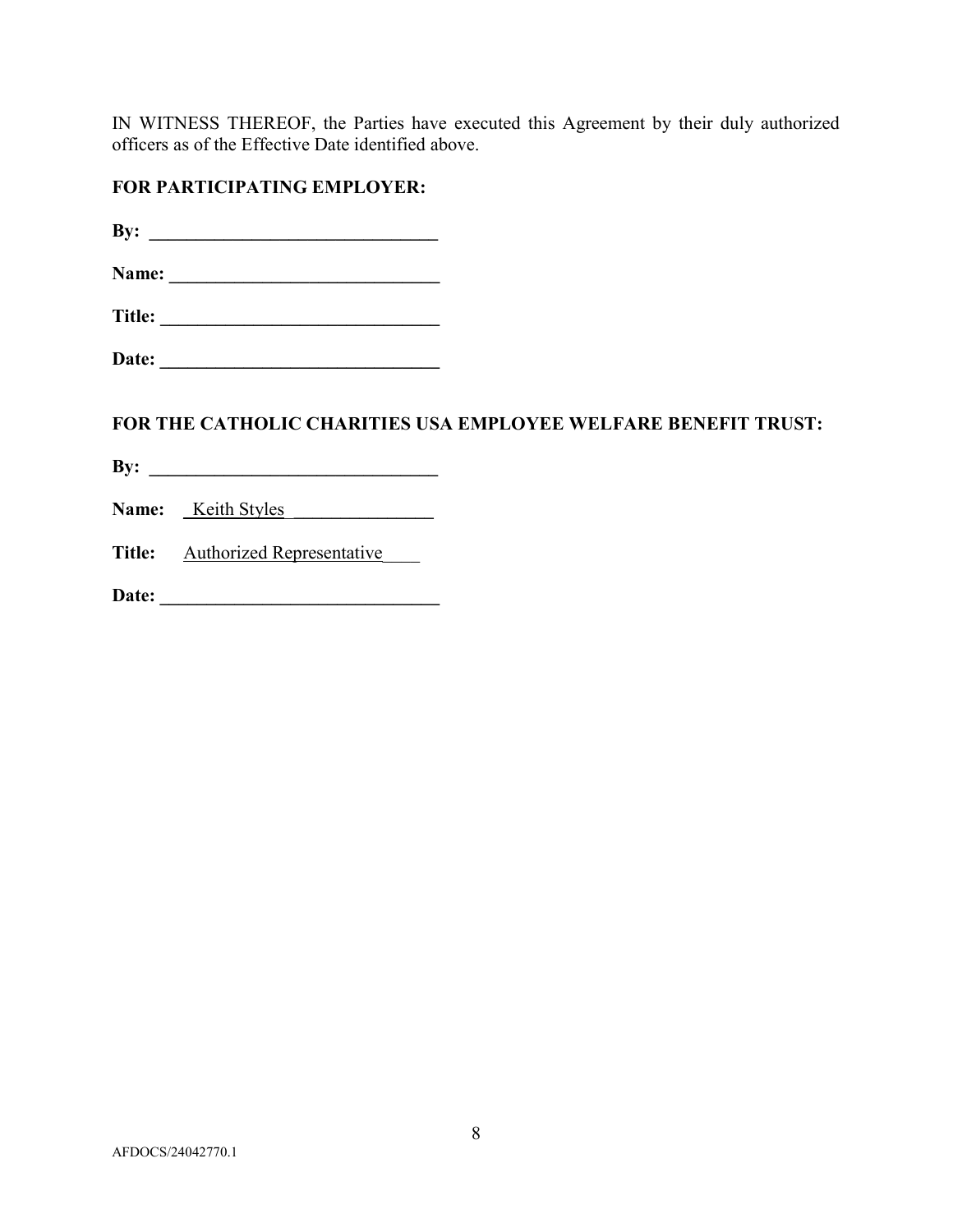IN WITNESS THEREOF, the Parties have executed this Agreement by their duly authorized officers as of the Effective Date identified above.

**FOR PARTICIPATING EMPLOYER:**

**By:** ________________________________

**Name:** ______________________________

**Title:** _______________________________

**Date:** _______________________________

**FOR THE CATHOLIC CHARITIES USA EMPLOYEE WELFARE BENEFIT TRUST:**

**By:** ________________________________

**Name:** Keith Styles ________________

**Title:** Authorized Representative____

**Date:** _______________________________

AFDOCS/24042770.1